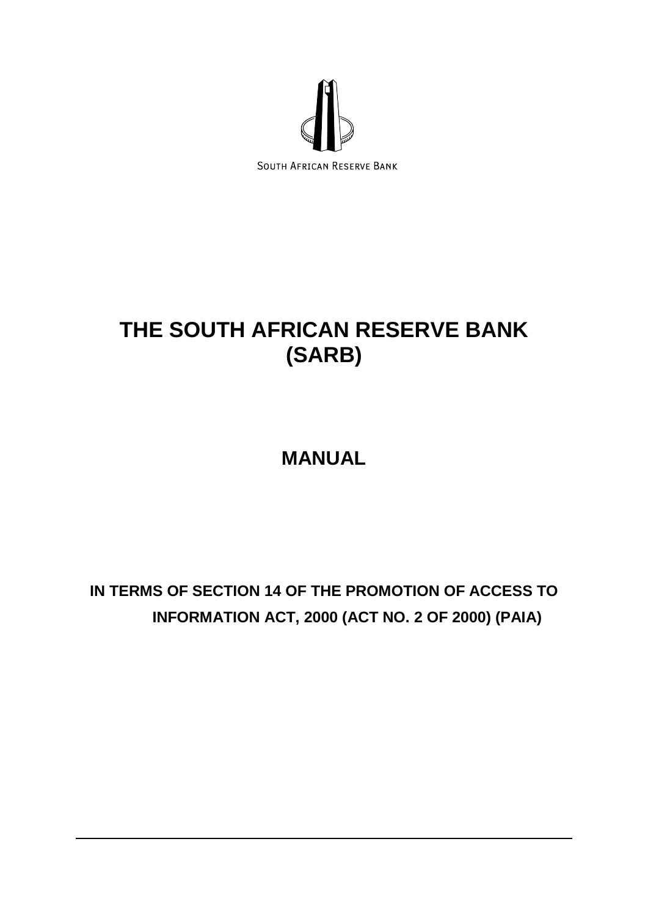SOUTH AFRICAN RESERVE BANK

# THE SOUTH AFRICAN RESERVE BANK (SARB)

# MANUAL

## IN TERMS OF SECTION 14 OF THE PROMOTION OF ACCESS TO INFORMATION ACT, 2000 (ACT NO. 2 OF 2000) (PAIA)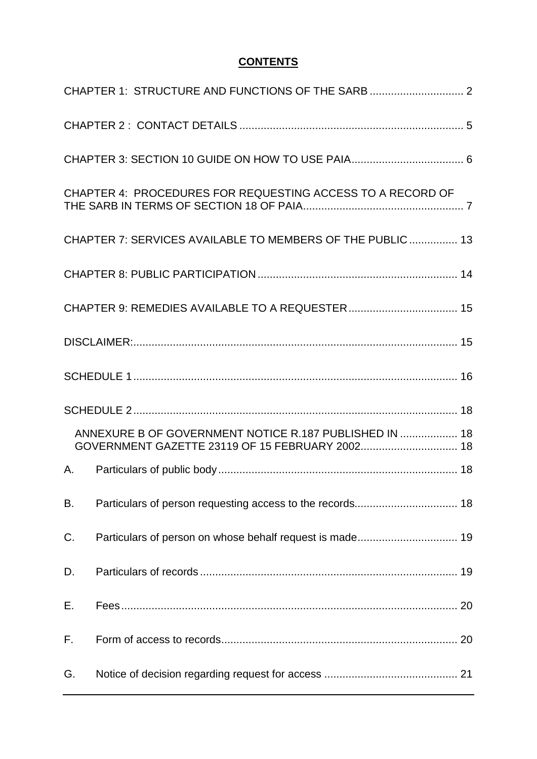# CONTENTS

CHAPTER 1: STRUCTURE AND FUNCTIONS OF THE SARB ............................... 2

CHAPTER 2 : CONTACT DETAILS .......................................................................... 5

CHAPTER 3: SECTION 10 GUIDE ON HOW TO USE PAIA..................................... 6

CHAPTER 4: PROCEDURES FOR REQUESTING ACCESS TO A RECORD OF THE SARB IN TERMS OF SECTION 18 OF PAIA..................................................... 7

CHAPTER 7: SERVICES AVAILABLE TO MEMBERS OF THE PUBLIC ................ 13

CHAPTER 8: PUBLIC PARTICIPATION ................................................................. 14

CHAPTER 9: REMEDIES AVAILABLE TO A REQUESTER.................................... 15

DISCLAIMER:........................................................................................................... 15

SCHEDULE 1 ........................................................................................................... 16

SCHEDULE 2 ........................................................................................................... 18

ANNEXURE B OF GOVERNMENT NOTICE R.187 PUBLISHED IN ................... 18
GOVERNMENT GAZETTE 23119 OF 15 FEBRUARY 2002................................ 18

A. Particulars of public body .............................................................................. 18

B. Particulars of person requesting access to the records.................................. 18

C. Particulars of person on whose behalf request is made................................. 19

D. Particulars of records ..................................................................................... 19

E. Fees............................................................................................................... 20

F. Form of access to records.............................................................................. 20

G. Notice of decision regarding request for access ............................................ 21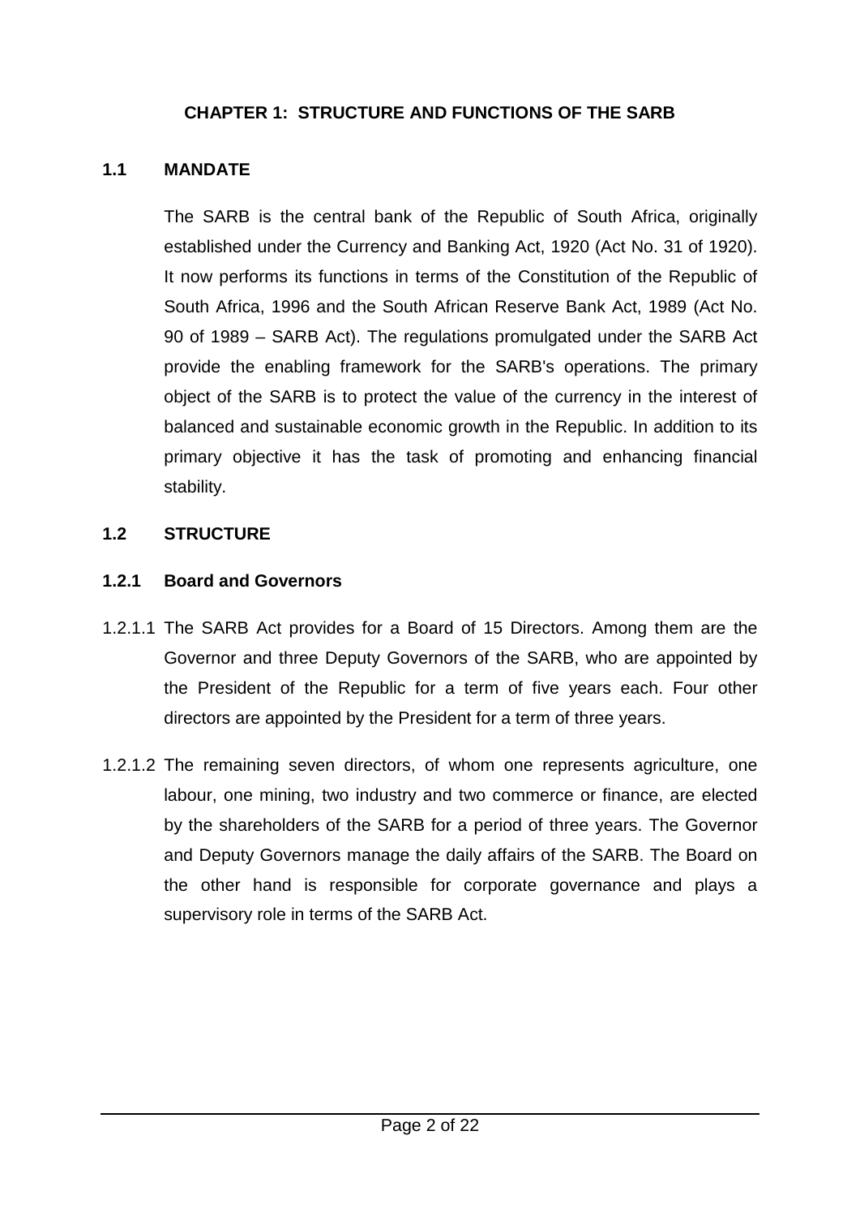# CHAPTER 1: STRUCTURE AND FUNCTIONS OF THE SARB

## 1.1 MANDATE

The SARB is the central bank of the Republic of South Africa, originally established under the Currency and Banking Act, 1920 (Act No. 31 of 1920). It now performs its functions in terms of the Constitution of the Republic of South Africa, 1996 and the South African Reserve Bank Act, 1989 (Act No. 90 of 1989 – SARB Act). The regulations promulgated under the SARB Act provide the enabling framework for the SARB's operations. The primary object of the SARB is to protect the value of the currency in the interest of balanced and sustainable economic growth in the Republic. In addition to its primary objective it has the task of promoting and enhancing financial stability.

## 1.2 STRUCTURE

### 1.2.1 Board and Governors

1.2.1.1 The SARB Act provides for a Board of 15 Directors. Among them are the Governor and three Deputy Governors of the SARB, who are appointed by the President of the Republic for a term of five years each. Four other directors are appointed by the President for a term of three years.

1.2.1.2 The remaining seven directors, of whom one represents agriculture, one labour, one mining, two industry and two commerce or finance, are elected by the shareholders of the SARB for a period of three years. The Governor and Deputy Governors manage the daily affairs of the SARB. The Board on the other hand is responsible for corporate governance and plays a supervisory role in terms of the SARB Act.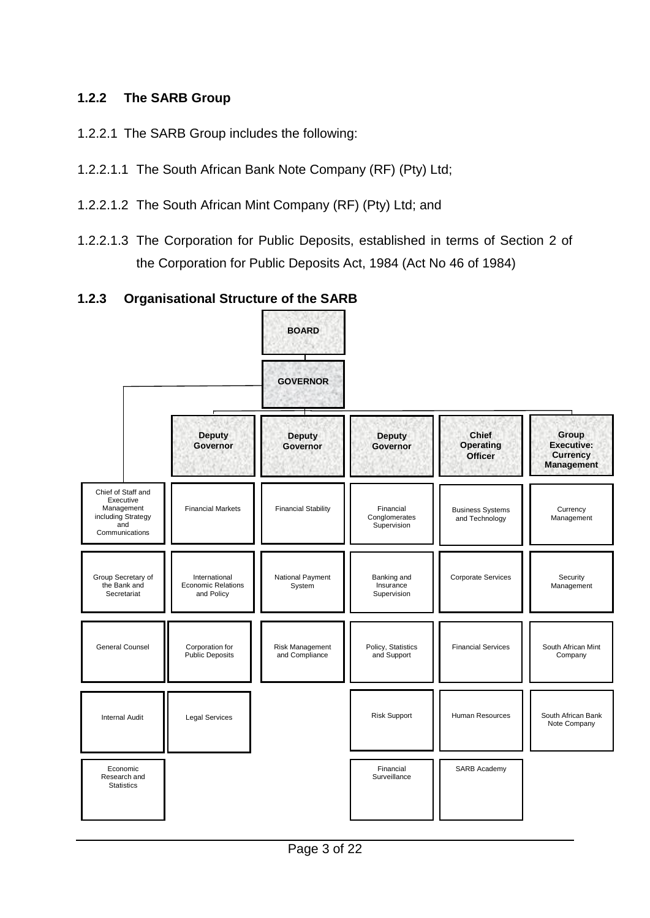### 1.2.2 The SARB Group

1.2.2.1 The SARB Group includes the following:

1.2.2.1.1 The South African Bank Note Company (RF) (Pty) Ltd;

1.2.2.1.2 The South African Mint Company (RF) (Pty) Ltd; and

1.2.2.1.3 The Corporation for Public Deposits, established in terms of Section 2 of the Corporation for Public Deposits Act, 1984 (Act No 46 of 1984)

### 1.2.3 Organisational Structure of the SARB

**BOARD**

**GOVERNOR**

| | **Deputy Governor** | **Deputy Governor** | **Deputy Governor** | **Chief Operating Officer** | **Group Executive: Currency Management** |
|---|---|---|---|---|---|
| Chief of Staff and Executive Management including Strategy and Communications | Financial Markets | Financial Stability | Financial Conglomerates Supervision | Business Systems and Technology | Currency Management |
| Group Secretary of the Bank and Secretariat | International Economic Relations and Policy | National Payment System | Banking and Insurance Supervision | Corporate Services | Security Management |
| General Counsel | Corporation for Public Deposits | Risk Management and Compliance | Policy, Statistics and Support | Financial Services | South African Mint Company |
| Internal Audit | Legal Services | | Risk Support | Human Resources | South African Bank Note Company |
| Economic Research and Statistics | | | Financial Surveillance | SARB Academy | |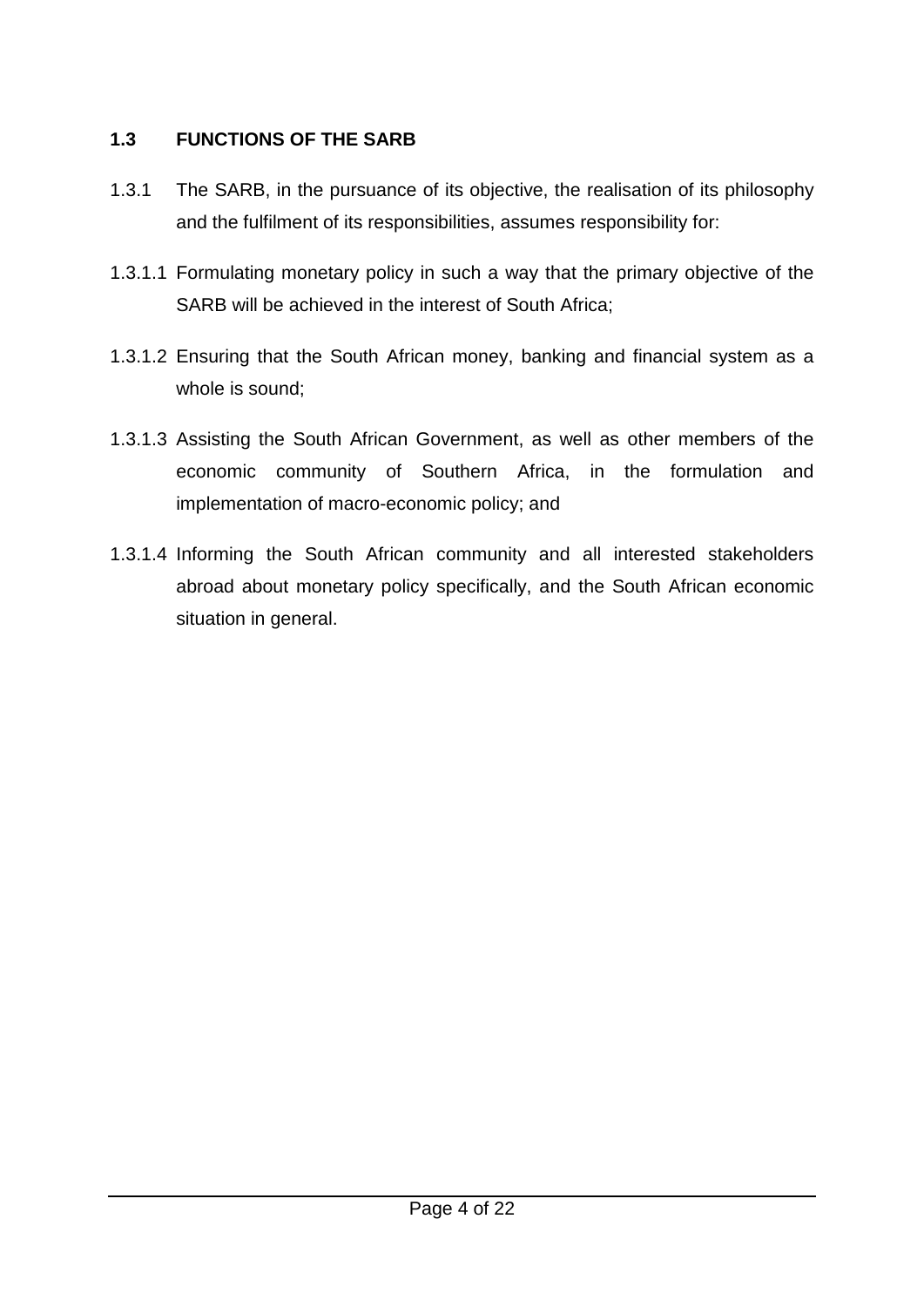## 1.3 FUNCTIONS OF THE SARB

1.3.1 The SARB, in the pursuance of its objective, the realisation of its philosophy and the fulfilment of its responsibilities, assumes responsibility for:

1.3.1.1 Formulating monetary policy in such a way that the primary objective of the SARB will be achieved in the interest of South Africa;

1.3.1.2 Ensuring that the South African money, banking and financial system as a whole is sound;

1.3.1.3 Assisting the South African Government, as well as other members of the economic community of Southern Africa, in the formulation and implementation of macro-economic policy; and

1.3.1.4 Informing the South African community and all interested stakeholders abroad about monetary policy specifically, and the South African economic situation in general.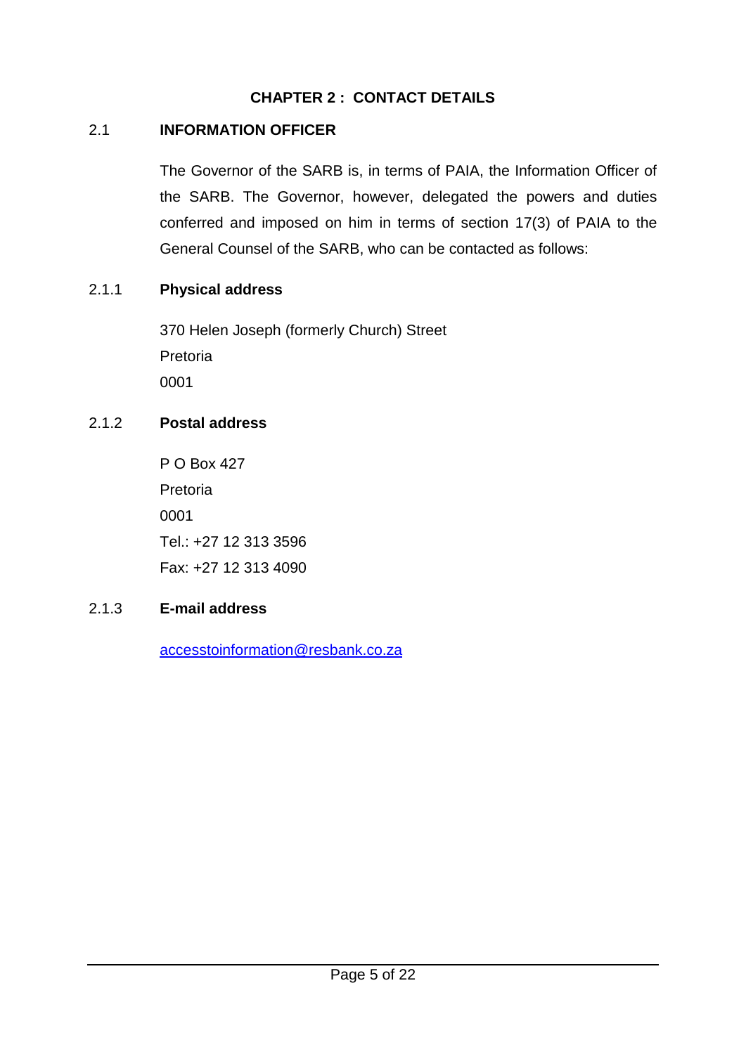## CHAPTER 2 : CONTACT DETAILS

### 2.1 INFORMATION OFFICER

The Governor of the SARB is, in terms of PAIA, the Information Officer of the SARB. The Governor, however, delegated the powers and duties conferred and imposed on him in terms of section 17(3) of PAIA to the General Counsel of the SARB, who can be contacted as follows:

#### 2.1.1 Physical address

370 Helen Joseph (formerly Church) Street
Pretoria
0001

#### 2.1.2 Postal address

P O Box 427
Pretoria
0001
Tel.: +27 12 313 3596
Fax: +27 12 313 4090

#### 2.1.3 E-mail address

accesstoinformation@resbank.co.za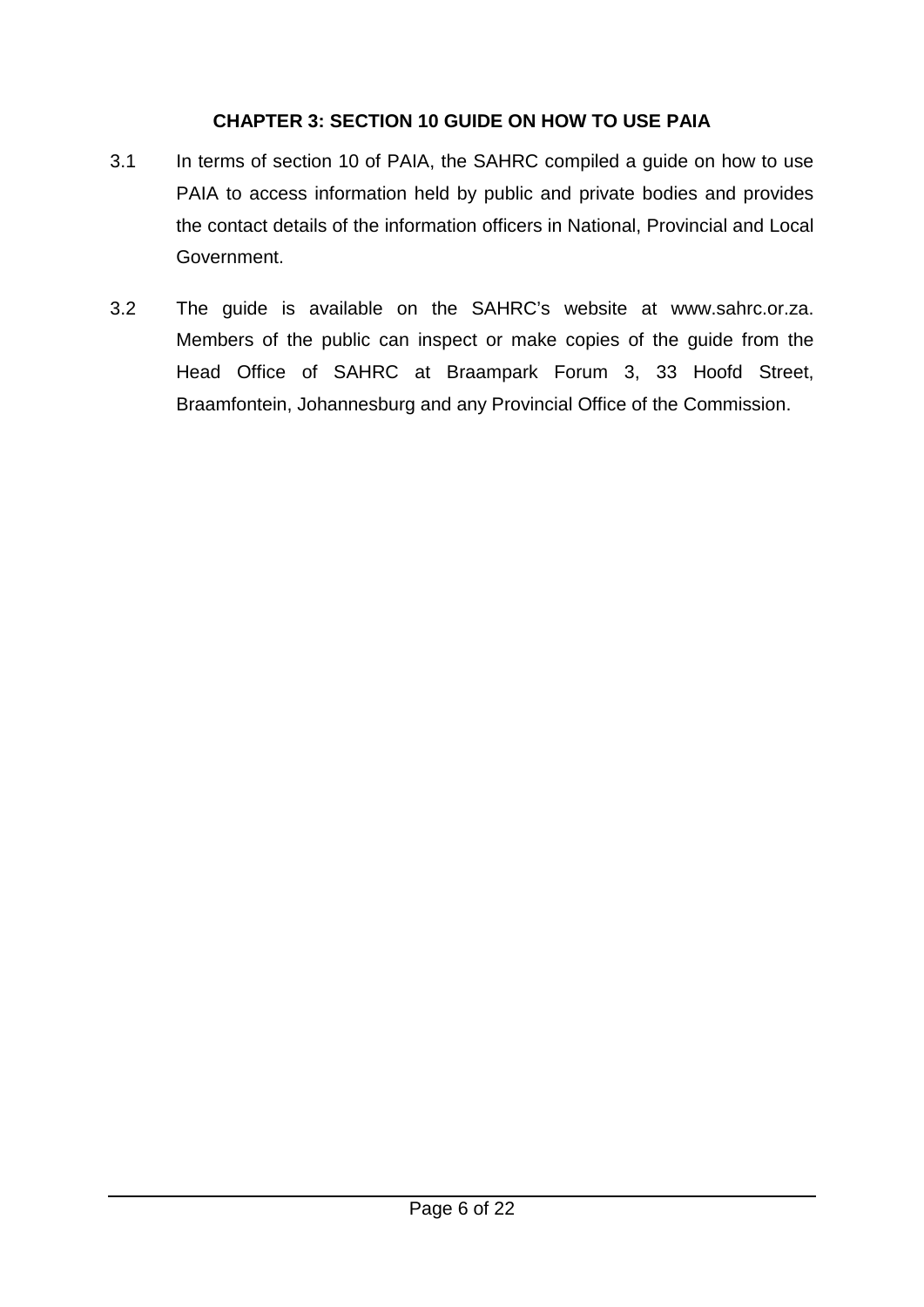## CHAPTER 3: SECTION 10 GUIDE ON HOW TO USE PAIA

3.1 In terms of section 10 of PAIA, the SAHRC compiled a guide on how to use PAIA to access information held by public and private bodies and provides the contact details of the information officers in National, Provincial and Local Government.

3.2 The guide is available on the SAHRC's website at www.sahrc.or.za. Members of the public can inspect or make copies of the guide from the Head Office of SAHRC at Braampark Forum 3, 33 Hoofd Street, Braamfontein, Johannesburg and any Provincial Office of the Commission.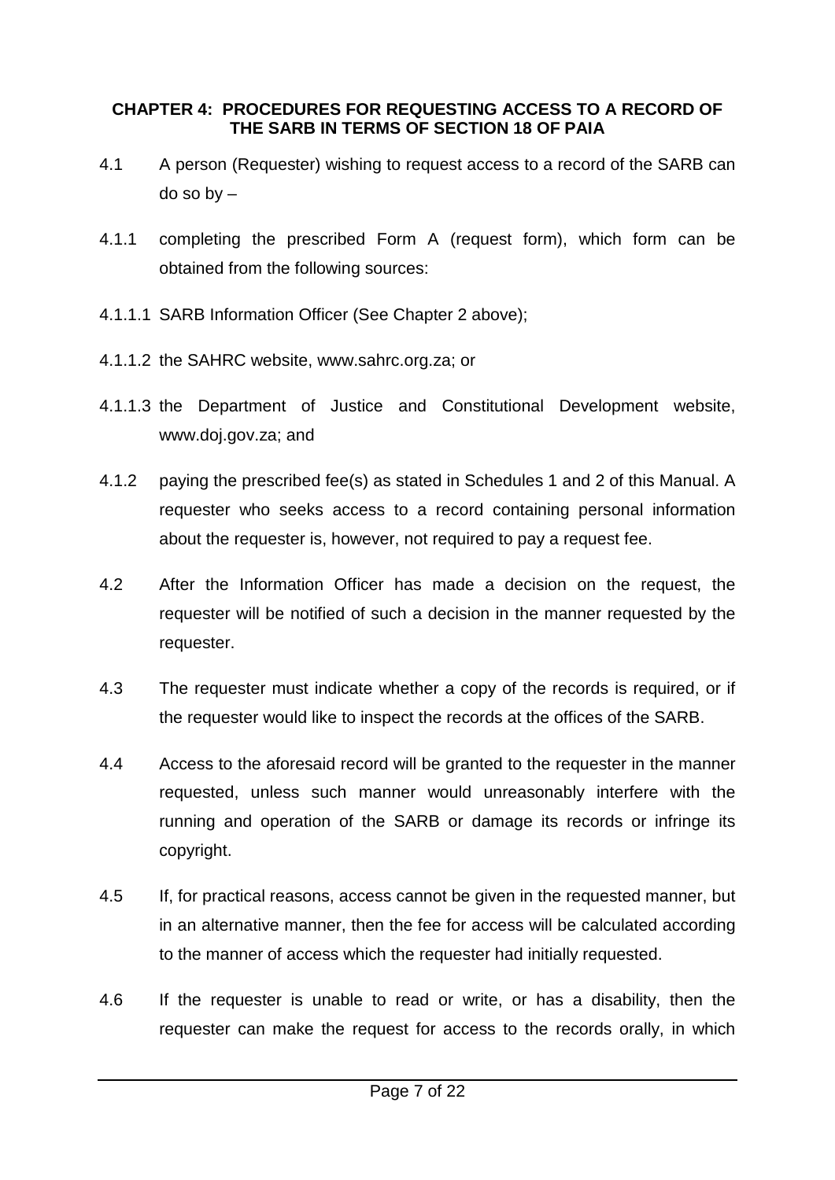## CHAPTER 4: PROCEDURES FOR REQUESTING ACCESS TO A RECORD OF THE SARB IN TERMS OF SECTION 18 OF PAIA

4.1 A person (Requester) wishing to request access to a record of the SARB can do so by –

4.1.1 completing the prescribed Form A (request form), which form can be obtained from the following sources:

4.1.1.1 SARB Information Officer (See Chapter 2 above);

4.1.1.2 the SAHRC website, www.sahrc.org.za; or

4.1.1.3 the Department of Justice and Constitutional Development website, www.doj.gov.za; and

4.1.2 paying the prescribed fee(s) as stated in Schedules 1 and 2 of this Manual. A requester who seeks access to a record containing personal information about the requester is, however, not required to pay a request fee.

4.2 After the Information Officer has made a decision on the request, the requester will be notified of such a decision in the manner requested by the requester.

4.3 The requester must indicate whether a copy of the records is required, or if the requester would like to inspect the records at the offices of the SARB.

4.4 Access to the aforesaid record will be granted to the requester in the manner requested, unless such manner would unreasonably interfere with the running and operation of the SARB or damage its records or infringe its copyright.

4.5 If, for practical reasons, access cannot be given in the requested manner, but in an alternative manner, then the fee for access will be calculated according to the manner of access which the requester had initially requested.

4.6 If the requester is unable to read or write, or has a disability, then the requester can make the request for access to the records orally, in which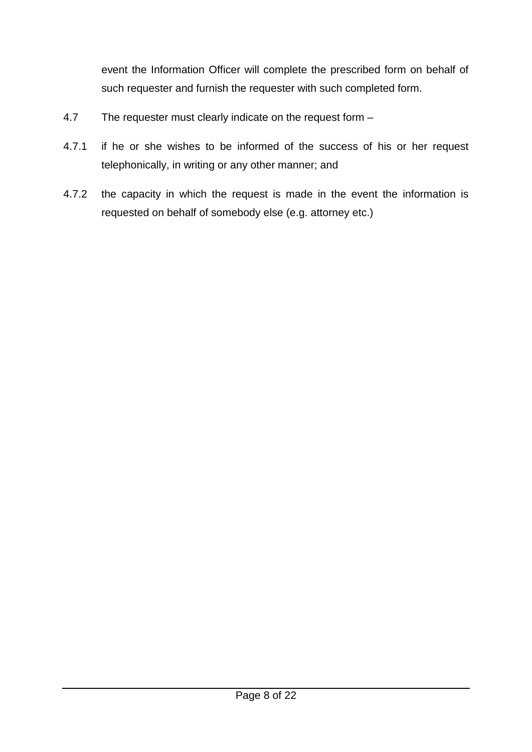event the Information Officer will complete the prescribed form on behalf of such requester and furnish the requester with such completed form.

4.7 The requester must clearly indicate on the request form –

4.7.1 if he or she wishes to be informed of the success of his or her request telephonically, in writing or any other manner; and

4.7.2 the capacity in which the request is made in the event the information is requested on behalf of somebody else (e.g. attorney etc.)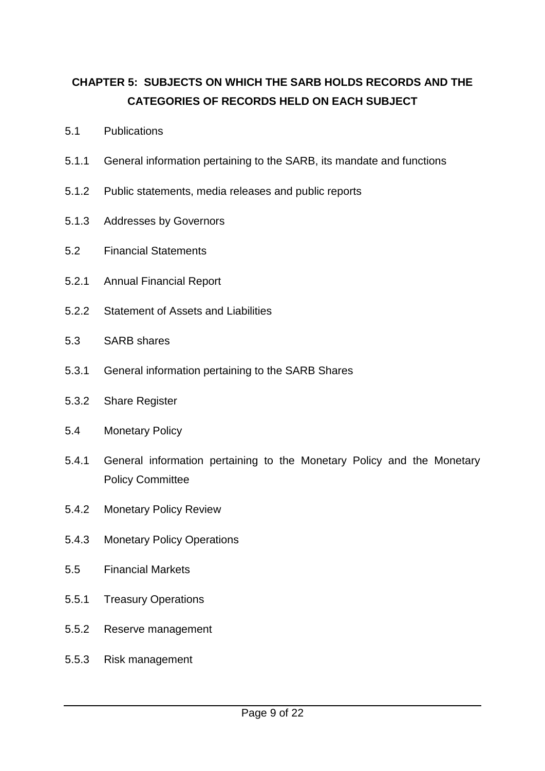## CHAPTER 5: SUBJECTS ON WHICH THE SARB HOLDS RECORDS AND THE CATEGORIES OF RECORDS HELD ON EACH SUBJECT

5.1 Publications

5.1.1 General information pertaining to the SARB, its mandate and functions

5.1.2 Public statements, media releases and public reports

5.1.3 Addresses by Governors

5.2 Financial Statements

5.2.1 Annual Financial Report

5.2.2 Statement of Assets and Liabilities

5.3 SARB shares

5.3.1 General information pertaining to the SARB Shares

5.3.2 Share Register

5.4 Monetary Policy

5.4.1 General information pertaining to the Monetary Policy and the Monetary Policy Committee

5.4.2 Monetary Policy Review

5.4.3 Monetary Policy Operations

5.5 Financial Markets

5.5.1 Treasury Operations

5.5.2 Reserve management

5.5.3 Risk management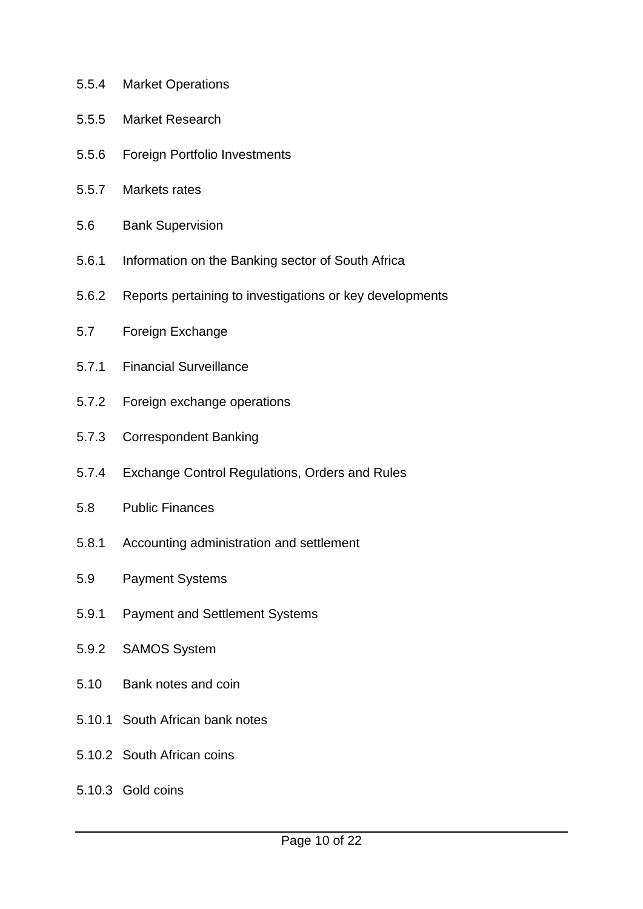5.5.4 Market Operations

5.5.5 Market Research

5.5.6 Foreign Portfolio Investments

5.5.7 Markets rates

5.6 Bank Supervision

5.6.1 Information on the Banking sector of South Africa

5.6.2 Reports pertaining to investigations or key developments

5.7 Foreign Exchange

5.7.1 Financial Surveillance

5.7.2 Foreign exchange operations

5.7.3 Correspondent Banking

5.7.4 Exchange Control Regulations, Orders and Rules

5.8 Public Finances

5.8.1 Accounting administration and settlement

5.9 Payment Systems

5.9.1 Payment and Settlement Systems

5.9.2 SAMOS System

5.10 Bank notes and coin

5.10.1 South African bank notes

5.10.2 South African coins

5.10.3 Gold coins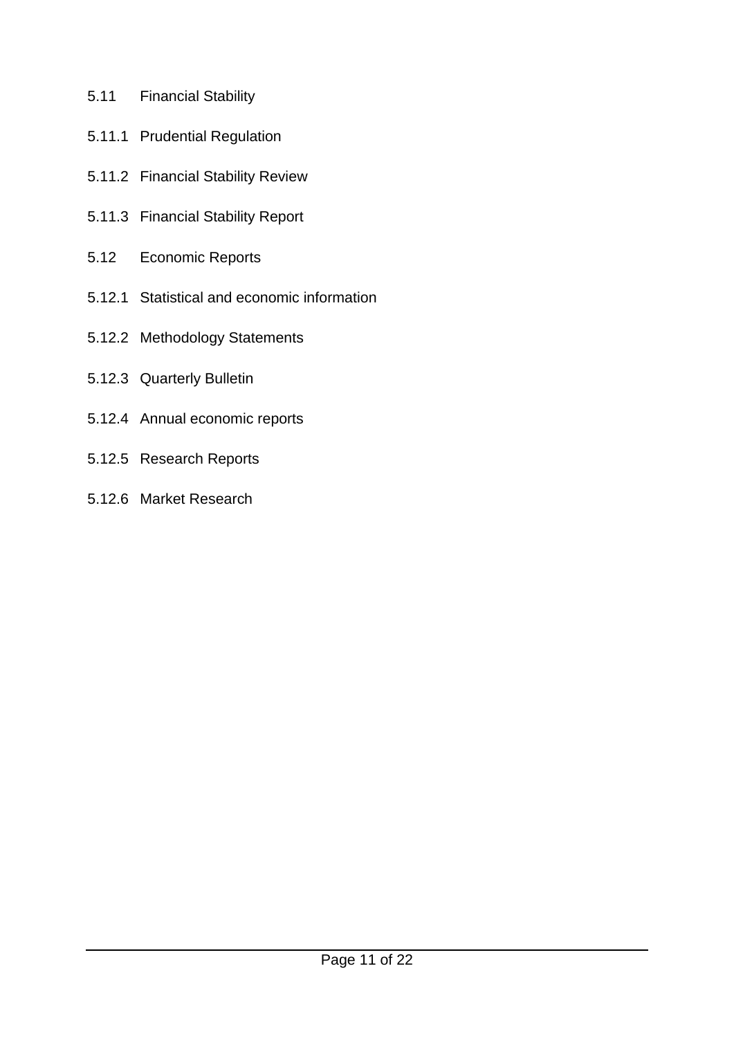5.11 Financial Stability

5.11.1 Prudential Regulation

5.11.2 Financial Stability Review

5.11.3 Financial Stability Report

5.12 Economic Reports

5.12.1 Statistical and economic information

5.12.2 Methodology Statements

5.12.3 Quarterly Bulletin

5.12.4 Annual economic reports

5.12.5 Research Reports

5.12.6 Market Research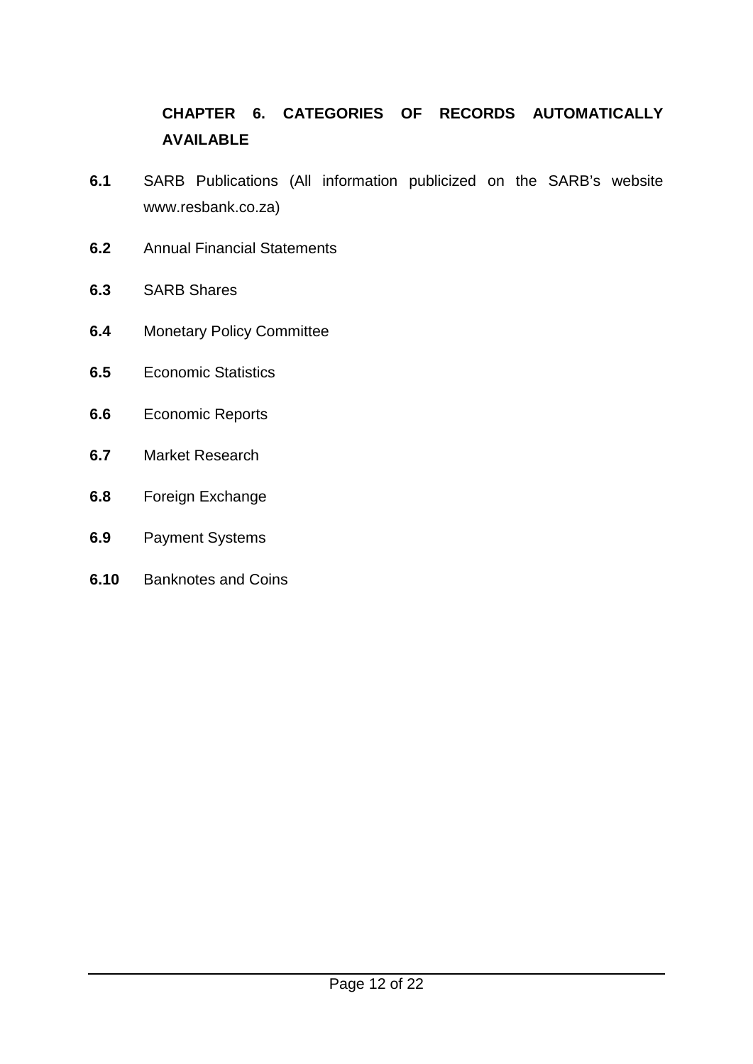## CHAPTER 6. CATEGORIES OF RECORDS AUTOMATICALLY AVAILABLE

**6.1** SARB Publications (All information publicized on the SARB's website www.resbank.co.za)

**6.2** Annual Financial Statements

**6.3** SARB Shares

**6.4** Monetary Policy Committee

**6.5** Economic Statistics

**6.6** Economic Reports

**6.7** Market Research

**6.8** Foreign Exchange

**6.9** Payment Systems

**6.10** Banknotes and Coins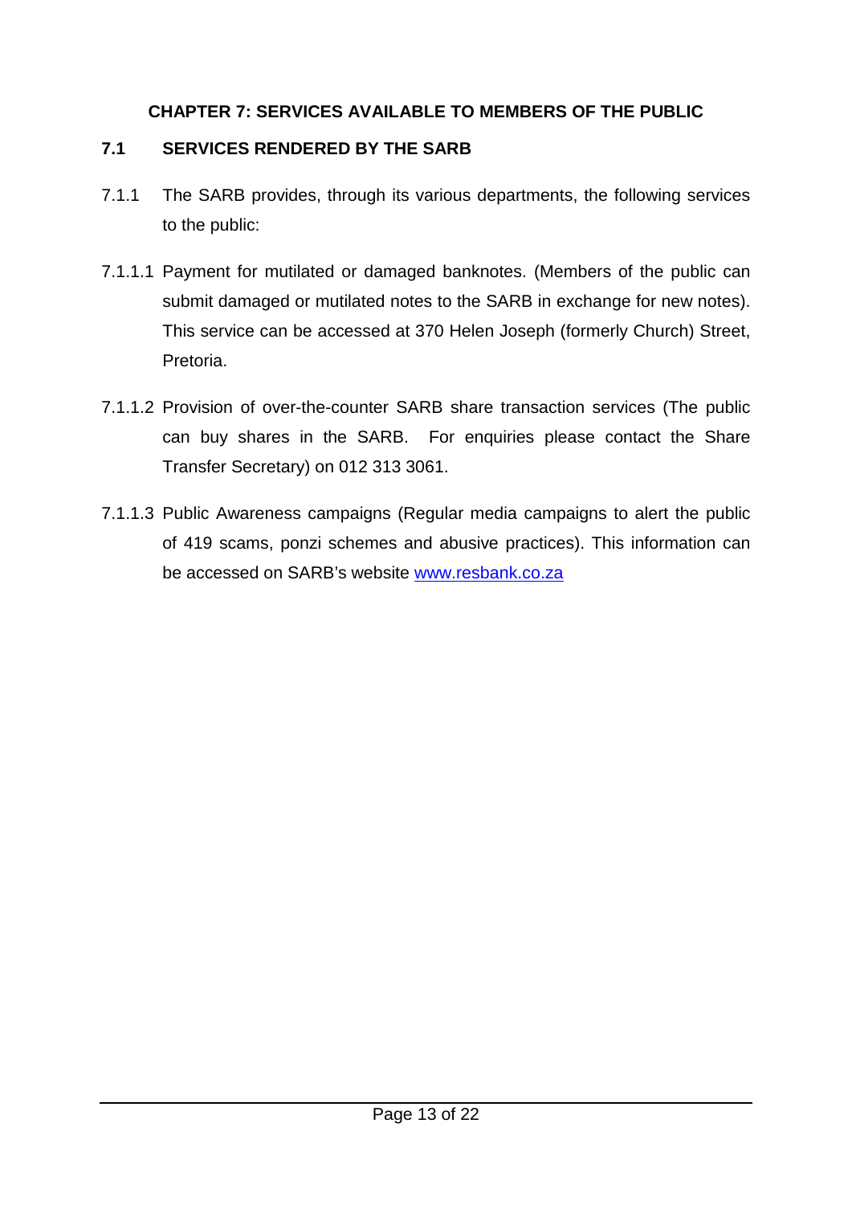## CHAPTER 7: SERVICES AVAILABLE TO MEMBERS OF THE PUBLIC

### 7.1 SERVICES RENDERED BY THE SARB

7.1.1 The SARB provides, through its various departments, the following services to the public:

7.1.1.1 Payment for mutilated or damaged banknotes. (Members of the public can submit damaged or mutilated notes to the SARB in exchange for new notes). This service can be accessed at 370 Helen Joseph (formerly Church) Street, Pretoria.

7.1.1.2 Provision of over-the-counter SARB share transaction services (The public can buy shares in the SARB. For enquiries please contact the Share Transfer Secretary) on 012 313 3061.

7.1.1.3 Public Awareness campaigns (Regular media campaigns to alert the public of 419 scams, ponzi schemes and abusive practices). This information can be accessed on SARB's website [www.resbank.co.za](http://www.resbank.co.za)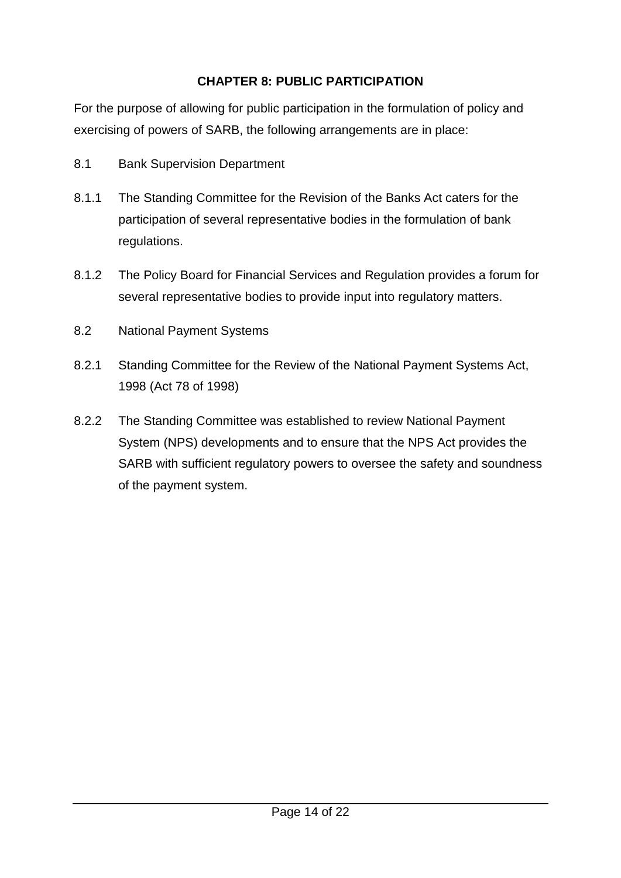## CHAPTER 8: PUBLIC PARTICIPATION

For the purpose of allowing for public participation in the formulation of policy and exercising of powers of SARB, the following arrangements are in place:

8.1 Bank Supervision Department

8.1.1 The Standing Committee for the Revision of the Banks Act caters for the participation of several representative bodies in the formulation of bank regulations.

8.1.2 The Policy Board for Financial Services and Regulation provides a forum for several representative bodies to provide input into regulatory matters.

8.2 National Payment Systems

8.2.1 Standing Committee for the Review of the National Payment Systems Act, 1998 (Act 78 of 1998)

8.2.2 The Standing Committee was established to review National Payment System (NPS) developments and to ensure that the NPS Act provides the SARB with sufficient regulatory powers to oversee the safety and soundness of the payment system.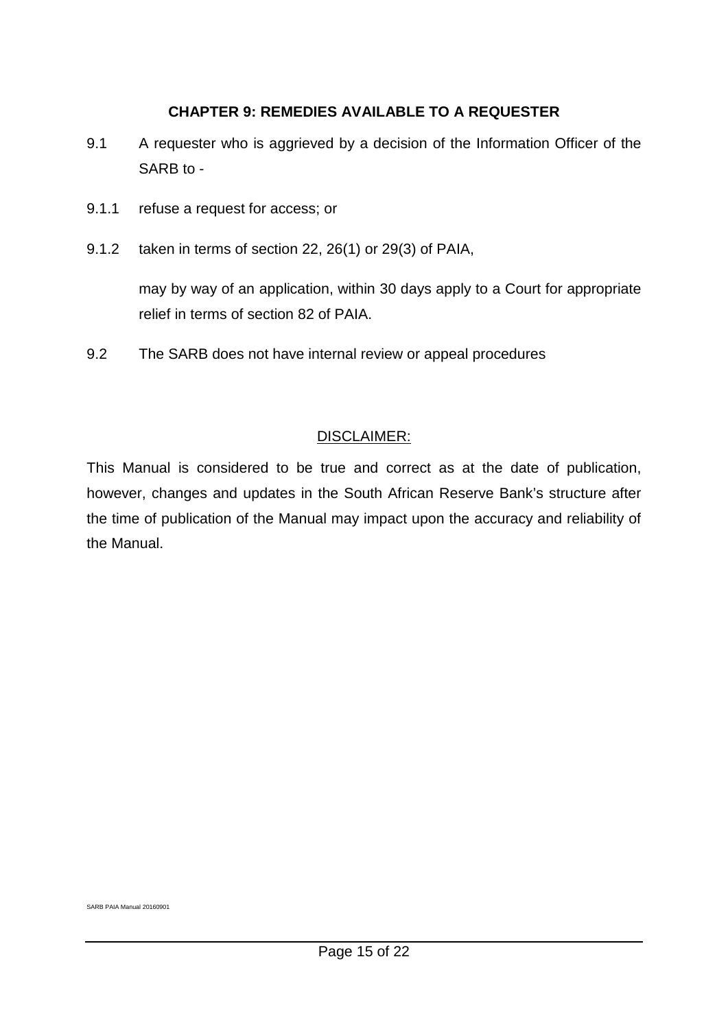## CHAPTER 9: REMEDIES AVAILABLE TO A REQUESTER

9.1 A requester who is aggrieved by a decision of the Information Officer of the SARB to -

9.1.1 refuse a request for access; or

9.1.2 taken in terms of section 22, 26(1) or 29(3) of PAIA,

may by way of an application, within 30 days apply to a Court for appropriate relief in terms of section 82 of PAIA.

9.2 The SARB does not have internal review or appeal procedures

DISCLAIMER:

This Manual is considered to be true and correct as at the date of publication, however, changes and updates in the South African Reserve Bank's structure after the time of publication of the Manual may impact upon the accuracy and reliability of the Manual.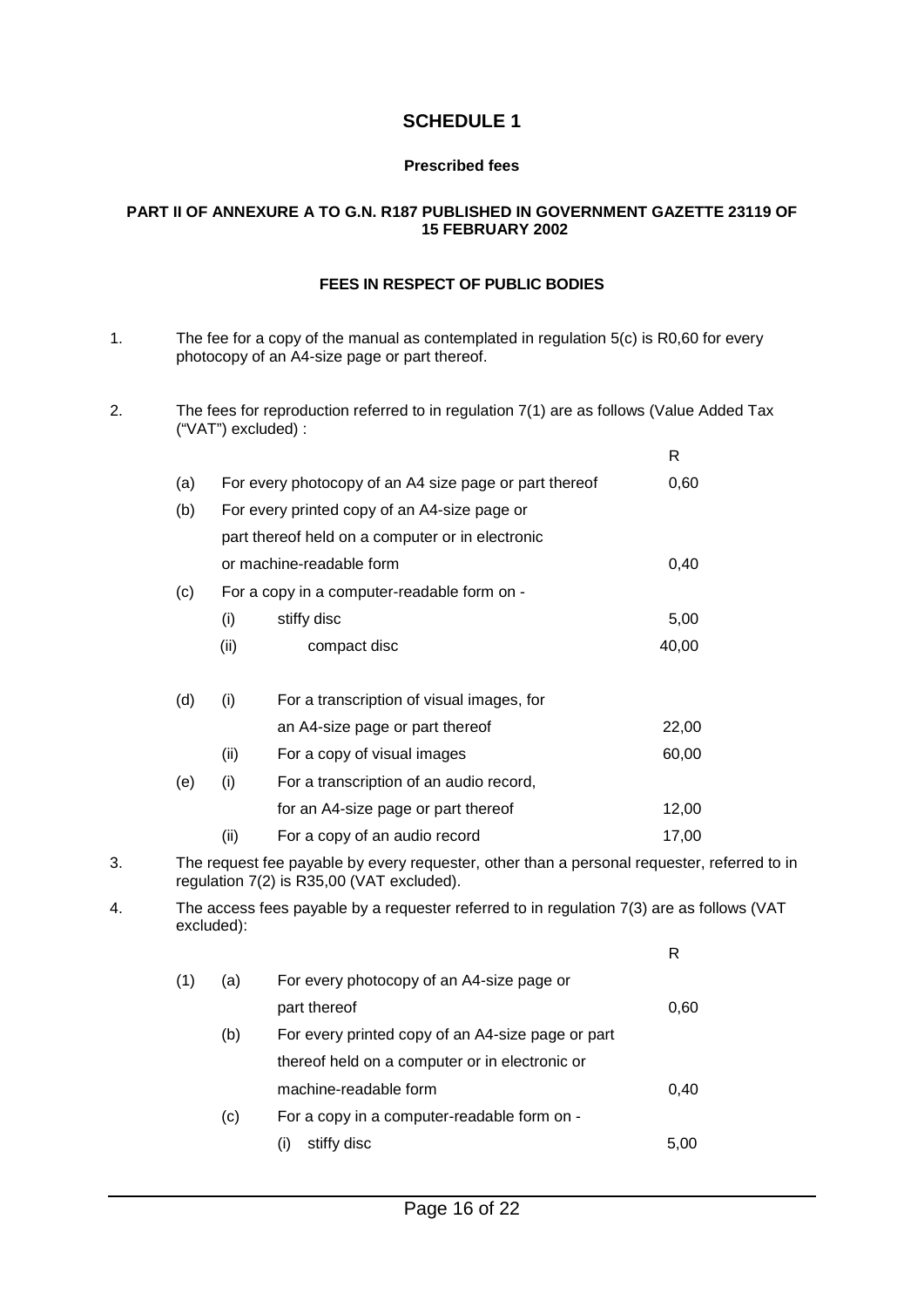# SCHEDULE 1

## Prescribed fees

### PART II OF ANNEXURE A TO G.N. R187 PUBLISHED IN GOVERNMENT GAZETTE 23119 OF 15 FEBRUARY 2002

### FEES IN RESPECT OF PUBLIC BODIES

1. The fee for a copy of the manual as contemplated in regulation 5(c) is R0,60 for every photocopy of an A4-size page or part thereof.

2. The fees for reproduction referred to in regulation 7(1) are as follows (Value Added Tax ("VAT") excluded) :

| | | | R |
|---|---|---|---|
| (a) | | For every photocopy of an A4 size page or part thereof | 0,60 |
| (b) | | For every printed copy of an A4-size page or part thereof held on a computer or in electronic or machine-readable form | 0,40 |
| (c) | | For a copy in a computer-readable form on - | |
| | (i) | stiffy disc | 5,00 |
| | (ii) | compact disc | 40,00 |
| (d) | (i) | For a transcription of visual images, for an A4-size page or part thereof | 22,00 |
| | (ii) | For a copy of visual images | 60,00 |
| (e) | (i) | For a transcription of an audio record, for an A4-size page or part thereof | 12,00 |
| | (ii) | For a copy of an audio record | 17,00 |

3. The request fee payable by every requester, other than a personal requester, referred to in regulation 7(2) is R35,00 (VAT excluded).

4. The access fees payable by a requester referred to in regulation 7(3) are as follows (VAT excluded):

| | | | R |
|---|---|---|---|
| (1) | (a) | For every photocopy of an A4-size page or part thereof | 0,60 |
| | (b) | For every printed copy of an A4-size page or part thereof held on a computer or in electronic or machine-readable form | 0,40 |
| | (c) | For a copy in a computer-readable form on - | |
| | | (i) stiffy disc | 5,00 |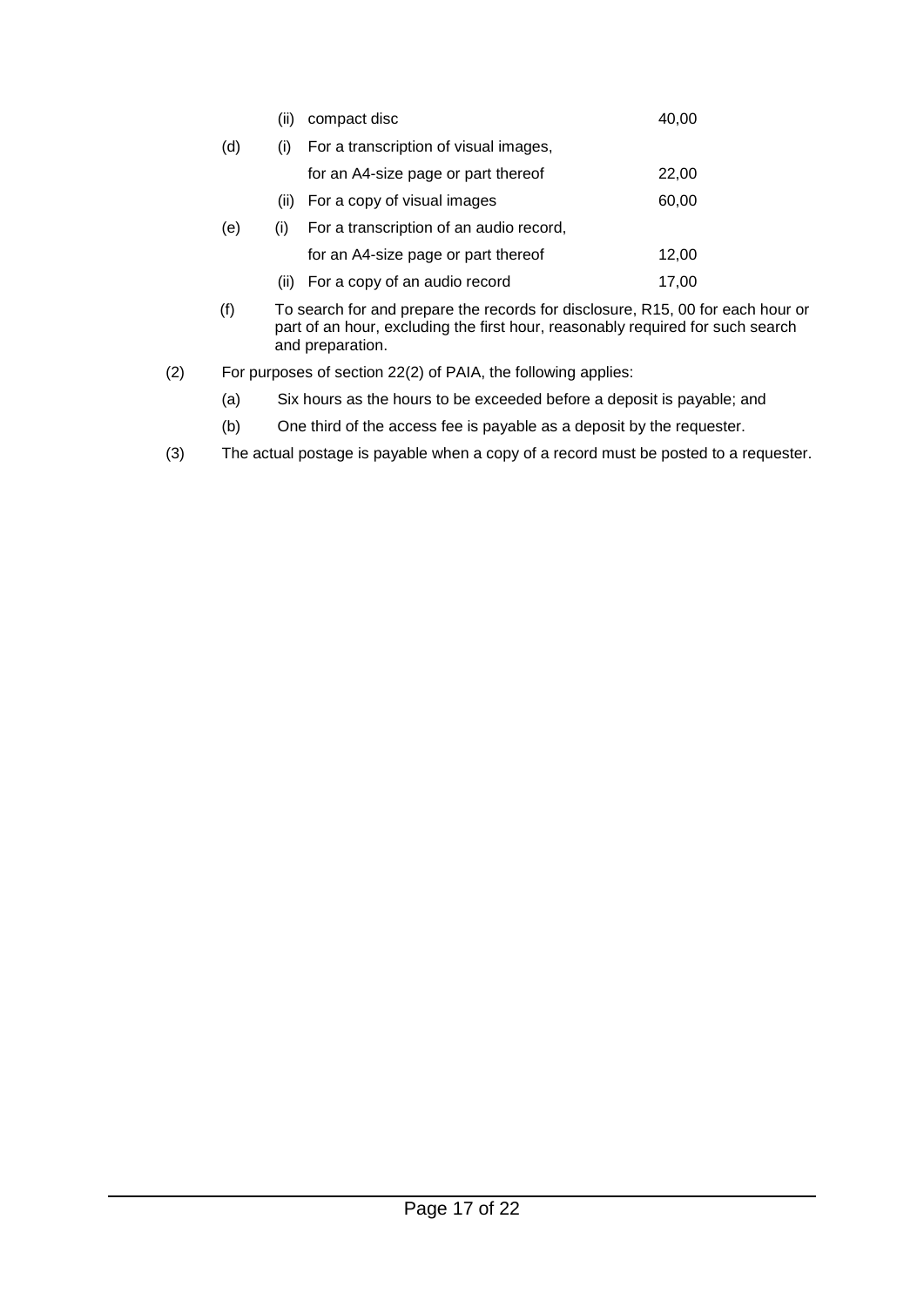|  |  |  |  |
|---|---|---|---|
|  | (ii) | compact disc | 40,00 |
| (d) | (i) | For a transcription of visual images, for an A4-size page or part thereof | 22,00 |
|  | (ii) | For a copy of visual images | 60,00 |
| (e) | (i) | For a transcription of an audio record, for an A4-size page or part thereof | 12,00 |
|  | (ii) | For a copy of an audio record | 17,00 |

(f) To search for and prepare the records for disclosure, R15, 00 for each hour or part of an hour, excluding the first hour, reasonably required for such search and preparation.

(2) For purposes of section 22(2) of PAIA, the following applies:

(a) Six hours as the hours to be exceeded before a deposit is payable; and

(b) One third of the access fee is payable as a deposit by the requester.

(3) The actual postage is payable when a copy of a record must be posted to a requester.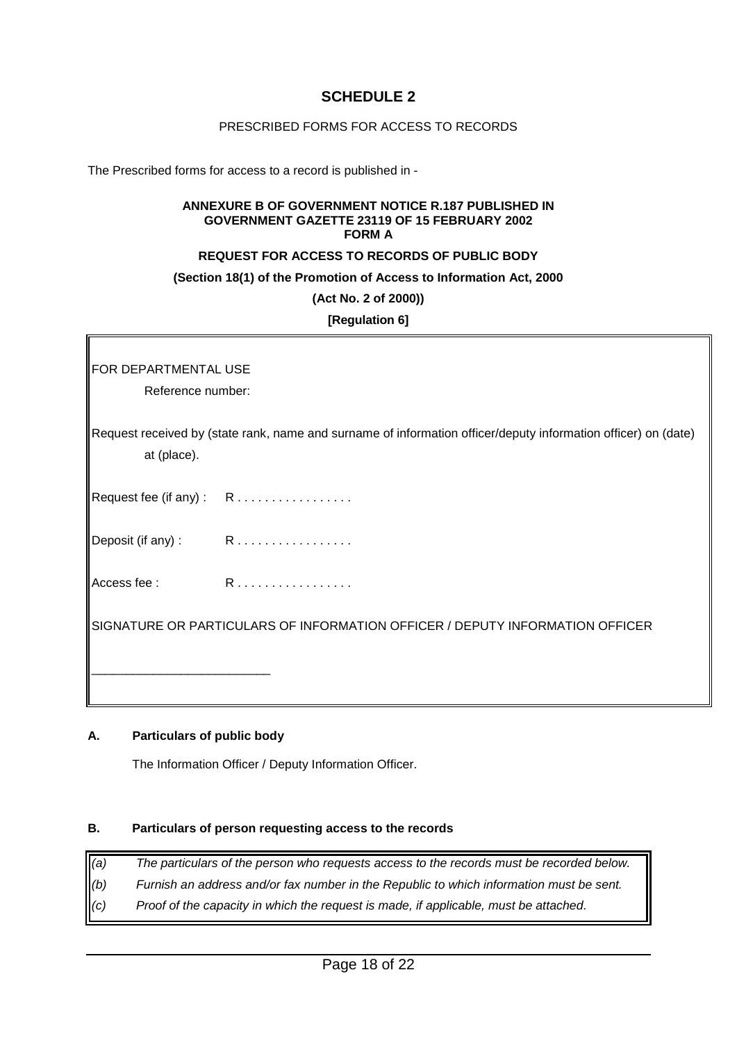# SCHEDULE 2

PRESCRIBED FORMS FOR ACCESS TO RECORDS

The Prescribed forms for access to a record is published in -

**ANNEXURE B OF GOVERNMENT NOTICE R.187 PUBLISHED IN GOVERNMENT GAZETTE 23119 OF 15 FEBRUARY 2002**
**FORM A**

**REQUEST FOR ACCESS TO RECORDS OF PUBLIC BODY**

**(Section 18(1) of the Promotion of Access to Information Act, 2000**

**(Act No. 2 of 2000))**

**[Regulation 6]**

FOR DEPARTMENTAL USE

Reference number:

Request received by (state rank, name and surname of information officer/deputy information officer) on (date) at (place).

Request fee (if any) : R . . . . . . . . . . . . . . . .

Deposit (if any) : R . . . . . . . . . . . . . . . .

Access fee : R . . . . . . . . . . . . . . . .

SIGNATURE OR PARTICULARS OF INFORMATION OFFICER / DEPUTY INFORMATION OFFICER

_________________________

**A. Particulars of public body**

The Information Officer / Deputy Information Officer.

**B. Particulars of person requesting access to the records**

*(a) The particulars of the person who requests access to the records must be recorded below.*
*(b) Furnish an address and/or fax number in the Republic to which information must be sent.*
*(c) Proof of the capacity in which the request is made, if applicable, must be attached.*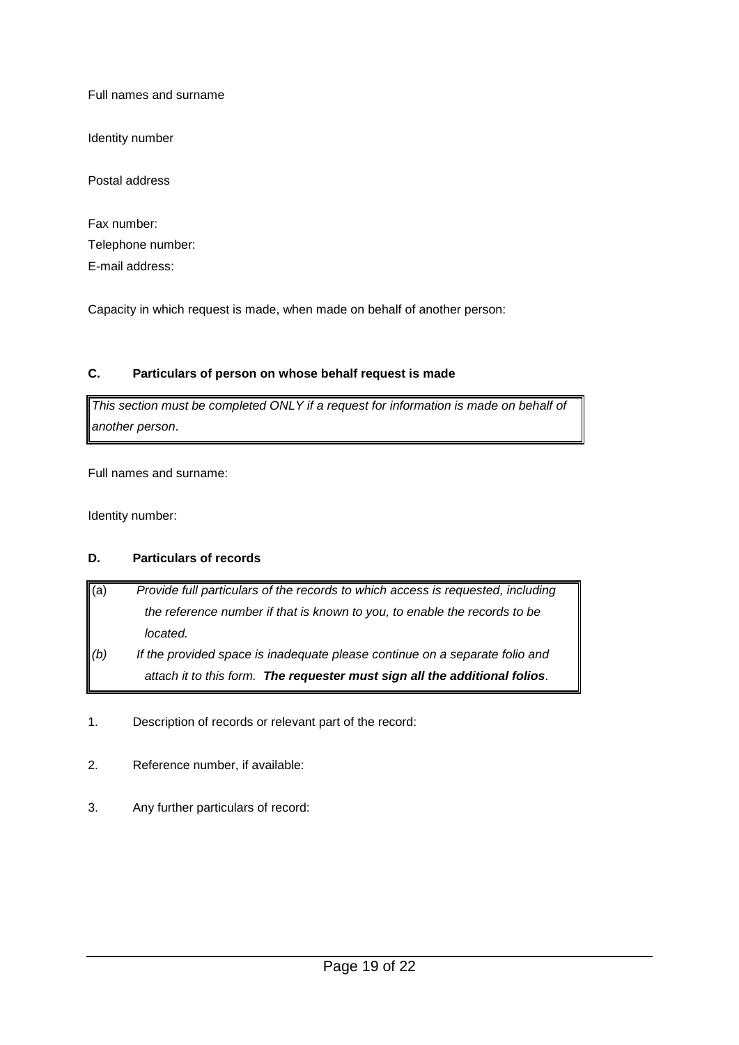Full names and surname

Identity number

Postal address

Fax number:

Telephone number:

E-mail address:

Capacity in which request is made, when made on behalf of another person:

**C. Particulars of person on whose behalf request is made**

*This section must be completed ONLY if a request for information is made on behalf of another person*.

Full names and surname:

Identity number:

**D. Particulars of records**

(a) *Provide full particulars of the records to which access is requested, including the reference number if that is known to you, to enable the records to be located.*

*(b) If the provided space is inadequate please continue on a separate folio and attach it to this form.* ***The requester must sign all the additional folios****.*

1. Description of records or relevant part of the record:

2. Reference number, if available:

3. Any further particulars of record: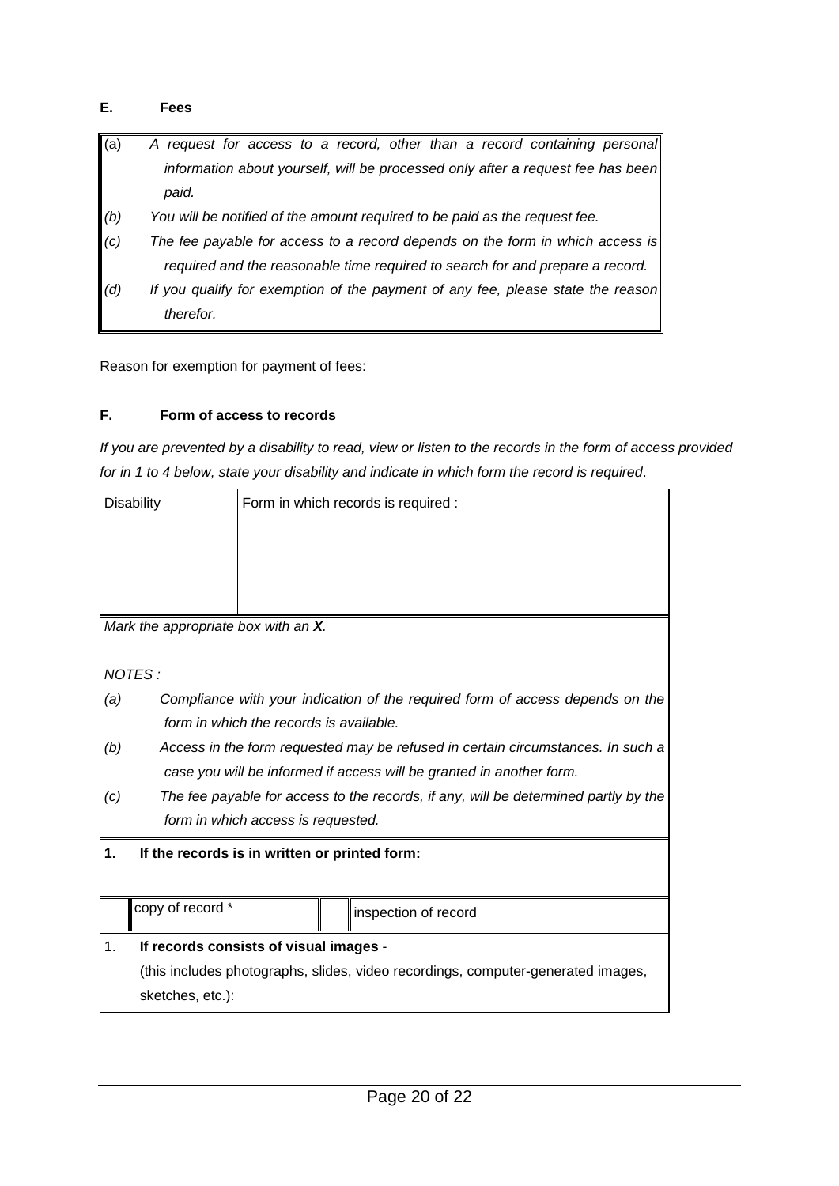**E. Fees**

| | |
|---|---|
| (a) | *A request for access to a record, other than a record containing personal information about yourself, will be processed only after a request fee has been paid.* |
| *(b)* | *You will be notified of the amount required to be paid as the request fee.* |
| *(c)* | *The fee payable for access to a record depends on the form in which access is required and the reasonable time required to search for and prepare a record.* |
| *(d)* | *If you qualify for exemption of the payment of any fee, please state the reason therefor.* |

Reason for exemption for payment of fees:

**F. Form of access to records**

*If you are prevented by a disability to read, view or listen to the records in the form of access provided for in 1 to 4 below, state your disability and indicate in which form the record is required.*

| Disability | Form in which records is required : |
|---|---|
| | |

*Mark the appropriate box with an* ***X****.*

*NOTES :*

*(a) Compliance with your indication of the required form of access depends on the form in which the records is available.*

*(b) Access in the form requested may be refused in certain circumstances. In such a case you will be informed if access will be granted in another form.*

*(c) The fee payable for access to the records, if any, will be determined partly by the form in which access is requested.*

**1. If the records is in written or printed form:**

| | | | |
|---|---|---|---|
| | copy of record * | | inspection of record |

1. **If records consists of visual images** -
(this includes photographs, slides, video recordings, computer-generated images, sketches, etc.):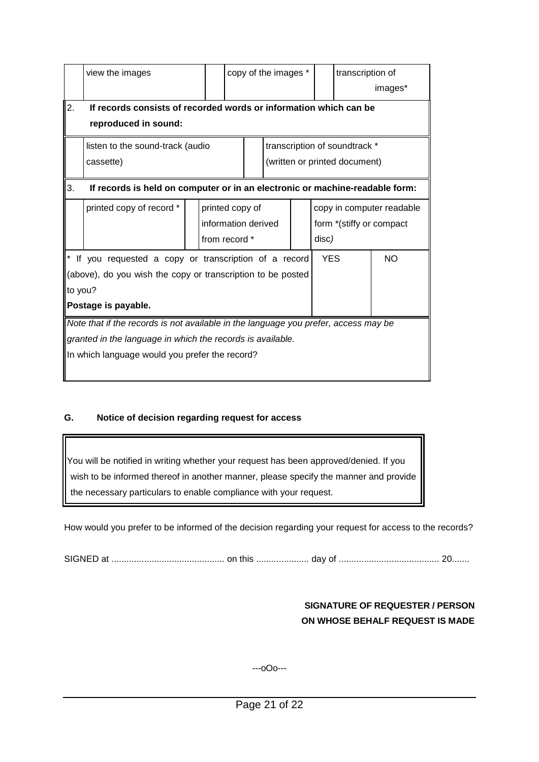| | | | | | | |
|---|---|---|---|---|---|---|
| | view the images | | copy of the images * | | transcription of images* | |
| 2. | **If records consists of recorded words or information which can be reproduced in sound:** | | | | | |
| | listen to the sound-track (audio cassette) | | transcription of soundtrack * (written or printed document) | | | |
| 3. | **If records is held on computer or in an electronic or machine-readable form:** | | | | | |
| | printed copy of record * | | printed copy of information derived from record * | | copy in computer readable form *(stiffy or compact disc*)* | |

| | | |
|---|---|---|
| * If you requested a copy or transcription of a record (above), do you wish the copy or transcription to be posted to you? **Postage is payable.** | YES | NO |

*Note that if the records is not available in the language you prefer, access may be granted in the language in which the records is available.*

In which language would you prefer the record?

**G. Notice of decision regarding request for access**

You will be notified in writing whether your request has been approved/denied. If you wish to be informed thereof in another manner, please specify the manner and provide the necessary particulars to enable compliance with your request.

How would you prefer to be informed of the decision regarding your request for access to the records?

SIGNED at ............................................ on this ..................... day of ....................................... 20.......

**SIGNATURE OF REQUESTER / PERSON ON WHOSE BEHALF REQUEST IS MADE**

---oOo---